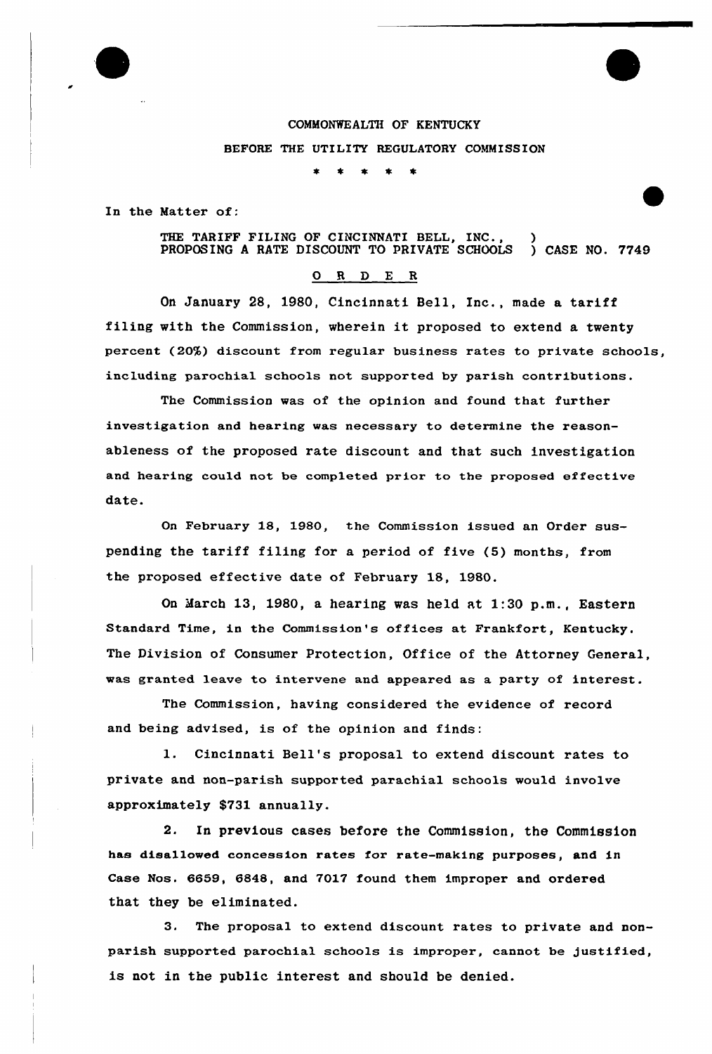COMMONWEALTH OF KENTUCKY

BEFORE THE UTILITY REGULATORY COMMISSION

\* \* \* \* \*

In the Matter of:

THE TARIFF FILING OF CINCINNATI BELL, INC., ) PROPOSING A RATE DISCOUNT TO PRIVATE SCHOOLS ) CASE NO. 7749

## O R D E R

On January 28, 1980, Cincinnati Bell, Inc., made a tariff filing with the Commission, wherein it proposed to extend a twenty percent (20%) discount from regular business rates to private schools, including parochial schools not supported by parish contributions.

The Commission was of the opinion and found that further investigation and hearing was necessary to determine the reasonableness of the proposed rate discount and that such investigation and hearing could not be completed prior to the proposed effective date.

On February 18, 1980, the Commission issued an Order suspending the tariff filing for a period of five (5) months, from the proposed effective date of February 18, 1980.

On March 13, 1980, a hearing was held at 1:30 p.m., Eastern Standard Time, in the Commission's offices at Frankfort, Kentucky. The Division of Consumer Protection, Office of the Attorney General, was granted leave to intervene and appeared as a party of interest.

The Commission, having considered the evidence of record and being advised, is of the opinion and finds:

1. Cincinnati Bell's proposal to extend discount rates to private and non-parish supported parachial schools would involve approximately $731 annually.

2. In previous cases before the Commission, the Commission has disallowed concession rates for rate-making purposes, and in Case Nos. 6659, 6848, and 7017 found them improper and ordered that they be eliminated.

3. The proposal to extend discount rates to private and non-parish supported parochial schools is improper, cannot be justified, is not in the public interest and should be denied.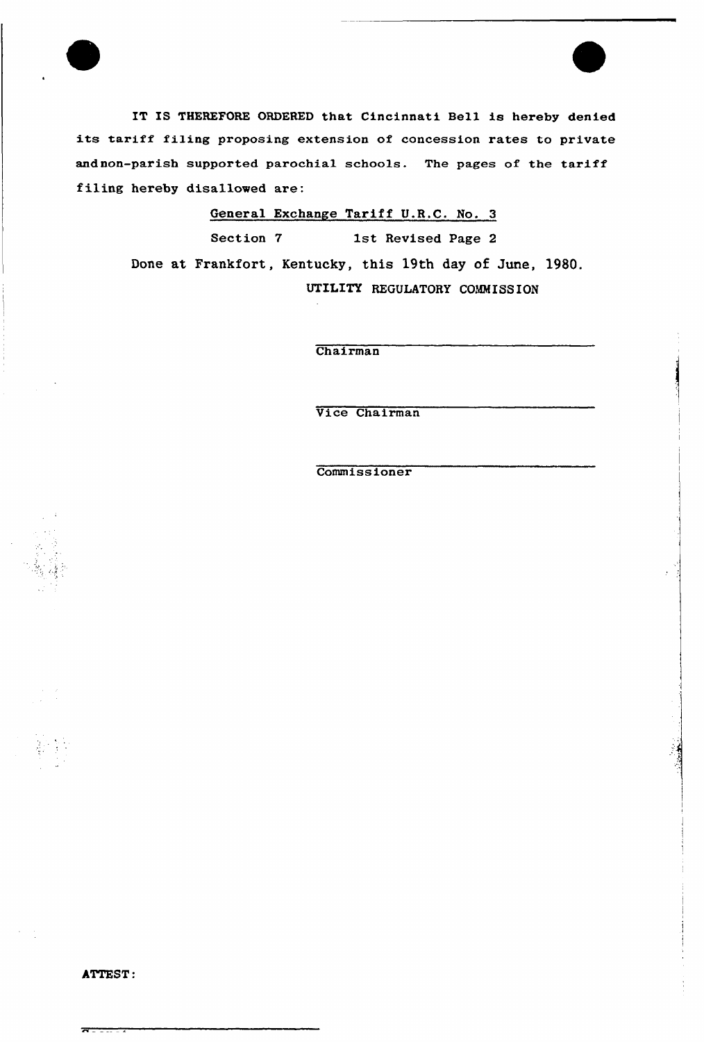IT IS THEREFORE ORDERED that Cincinnati Bell is hereby denied its tariff filing proposing extension of concession rates to private andnon-parish supported parochial schools. The pages of the tariff filing hereby disallowed are:

General Exchange Tariff U.R.C. No. 3

Section 7 1st Revised Page 2

Done at Frankfort, Kentucky, this 19th day of June, 1980.

UTILITY REGULATORY COMMISSION

Chairman

Vice Chairman

Commissioner

ATTEST: